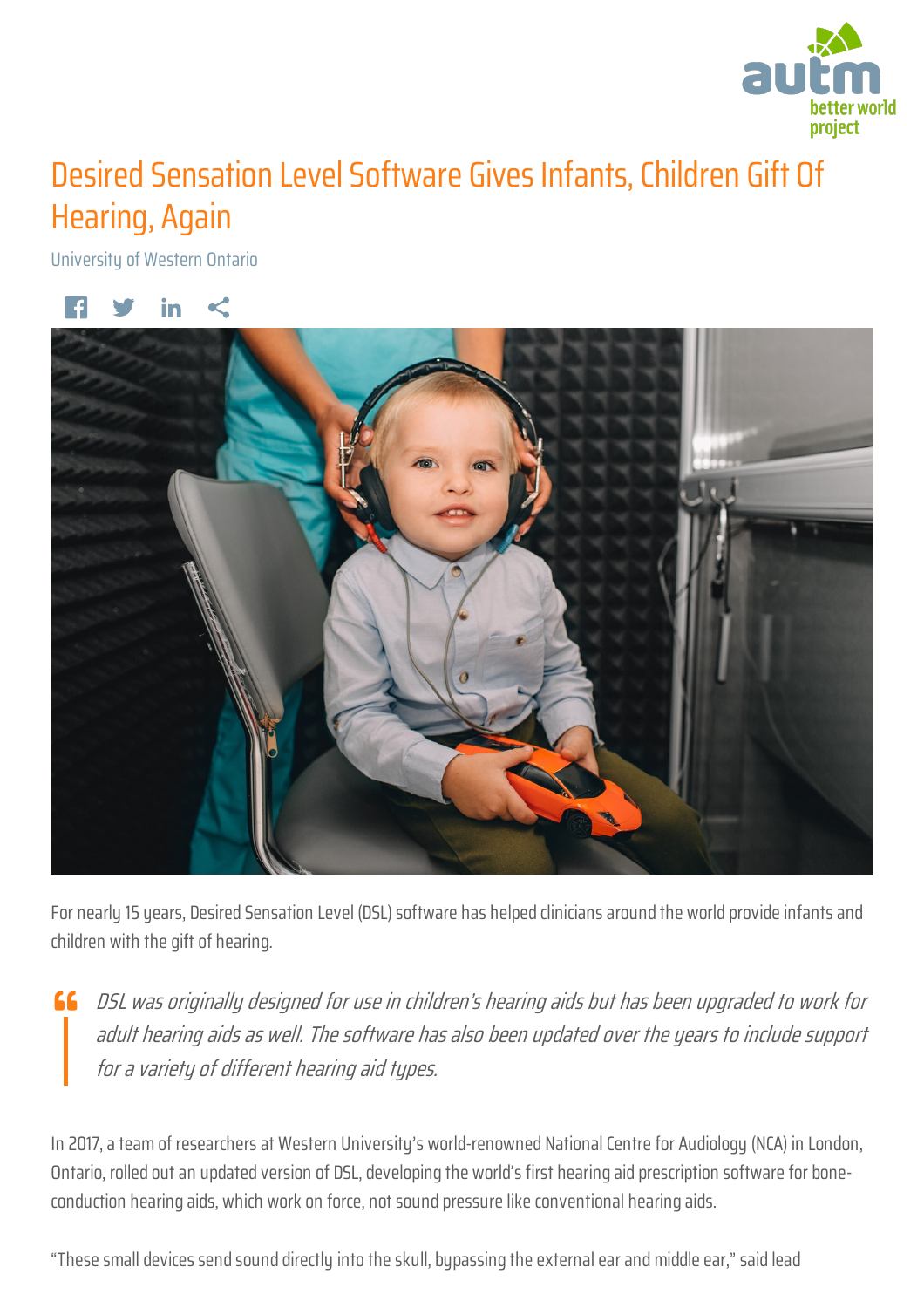# Desired Sensation Level Software Gives Infants, Children Gift Of Hearing, Again

University of Western Ontario

For nearly 15 years, Desired Sensation Level (DSL) software has helped clinicians around the world provide infants and children with the gift of hearing.

> *DSL was originally designed for use in children's hearing aids but has been upgraded to work for adult hearing aids as well. The software has also been updated over the years to include support for a variety of different hearing aid types.*

In 2017, a team of researchers at Western University's world-renowned National Centre for Audiology (NCA) in London, Ontario, rolled out an updated version of DSL, developing the world's first hearing aid prescription software for bone-conduction hearing aids, which work on force, not sound pressure like conventional hearing aids.

"These small devices send sound directly into the skull, bypassing the external ear and middle ear," said lead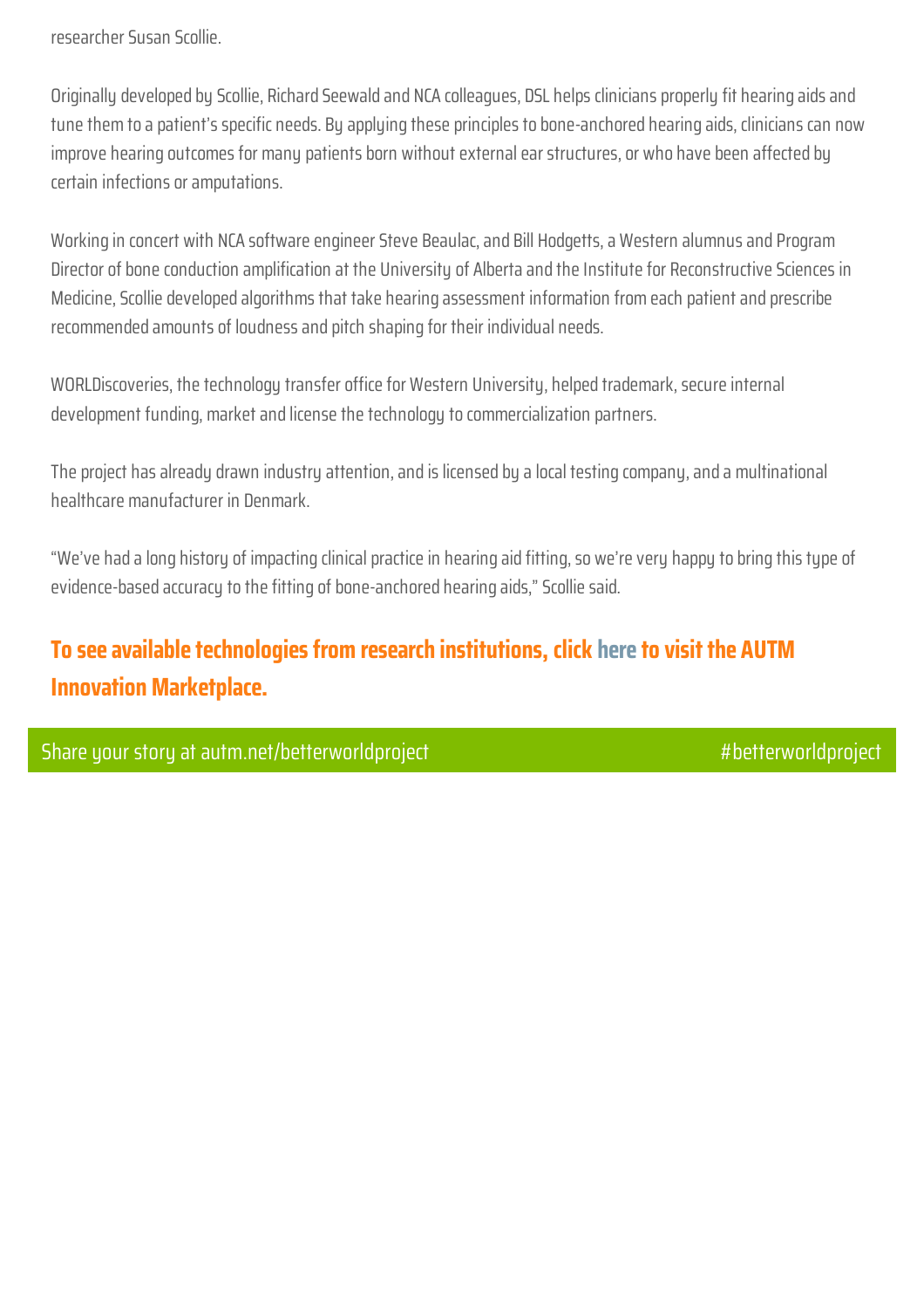researcher Susan Scollie.

Originally developed by Scollie, Richard Seewald and NCA colleagues, DSL helps clinicians properly fit hearing aids and tune them to a patient's specific needs. By applying these principles to bone-anchored hearing aids, clinicians can now improve hearing outcomes for many patients born without external ear structures, or who have been affected by certain infections or amputations.

Working in concert with NCA software engineer Steve Beaulac, and Bill Hodgetts, a Western alumnus and Program Director of bone conduction amplification at the University of Alberta and the Institute for Reconstructive Sciences in Medicine, Scollie developed algorithms that take hearing assessment information from each patient and prescribe recommended amounts of loudness and pitch shaping for their individual needs.

WORLDiscoveries, the technology transfer office for Western University, helped trademark, secure internal development funding, market and license the technology to commercialization partners.

The project has already drawn industry attention, and is licensed by a local testing company, and a multinational healthcare manufacturer in Denmark.

"We've had a long history of impacting clinical practice in hearing aid fitting, so we're very happy to bring this type of evidence-based accuracy to the fitting of bone-anchored hearing aids," Scollie said.

**To see available technologies from research institutions, click here to visit the AUTM Innovation Marketplace.**

Share your story at autm.net/betterworldproject #betterworldproject